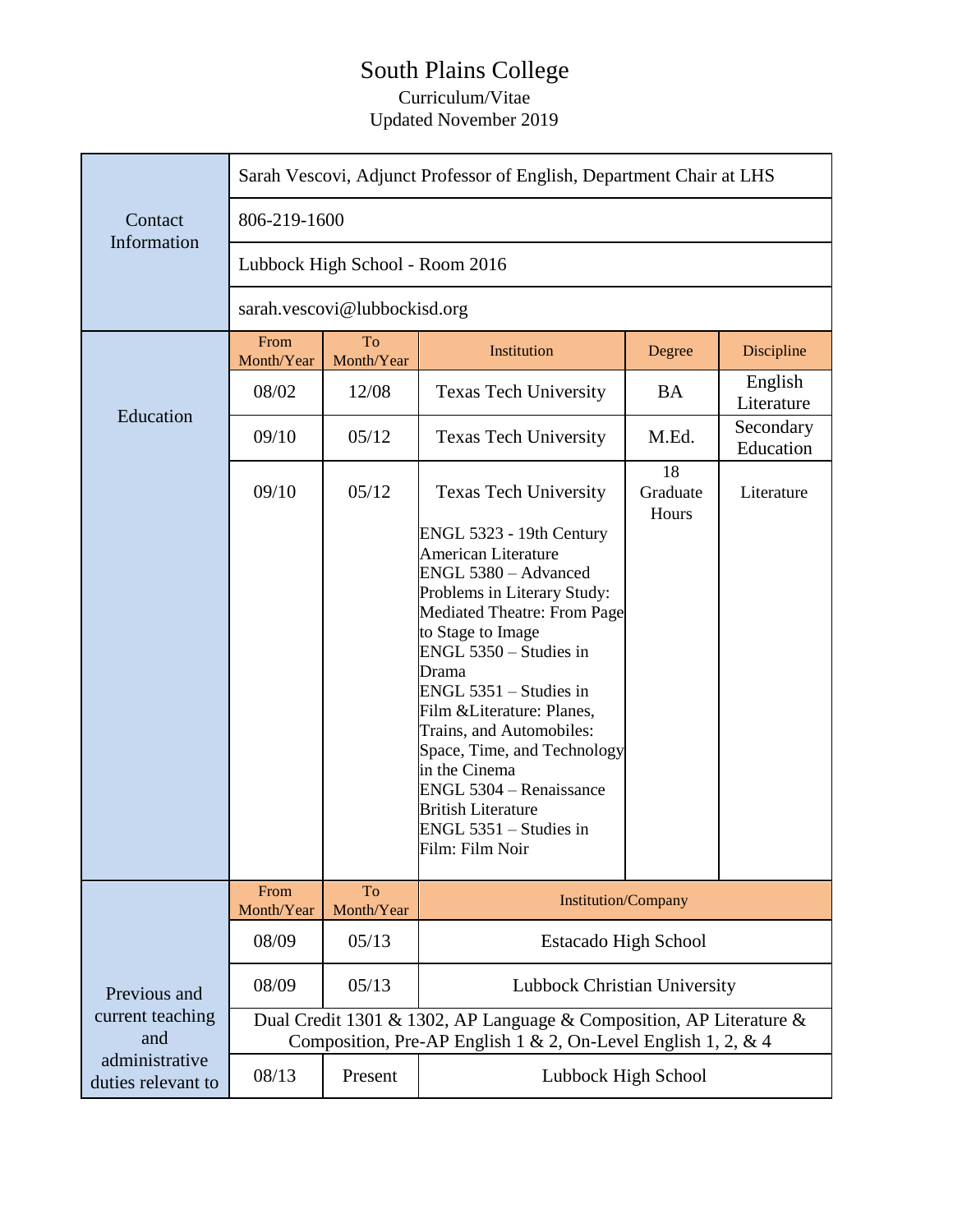# South Plains College

Curriculum/Vitae

Updated November 2019

| | | | | | |
|---|---|---|---|---|---|
| Contact Information | Sarah Vescovi, Adjunct Professor of English, Department Chair at LHS | | | | |
| | 806-219-1600 | | | | |
| | Lubbock High School - Room 2016 | | | | |
| | sarah.vescovi@lubbockisd.org | | | | |
| Education | From Month/Year | To Month/Year | Institution | Degree | Discipline |
| | 08/02 | 12/08 | Texas Tech University | BA | English Literature |
| | 09/10 | 05/12 | Texas Tech University | M.Ed. | Secondary Education |
| | 09/10 | 05/12 | Texas Tech University<br>ENGL 5323 - 19th Century American Literature<br>ENGL 5380 – Advanced Problems in Literary Study: Mediated Theatre: From Page to Stage to Image<br>ENGL 5350 – Studies in Drama<br>ENGL 5351 – Studies in Film &Literature: Planes, Trains, and Automobiles: Space, Time, and Technology in the Cinema<br>ENGL 5304 – Renaissance British Literature<br>ENGL 5351 – Studies in Film: Film Noir | 18 Graduate Hours | Literature |
| Previous and current teaching and administrative duties relevant to | From Month/Year | To Month/Year | Institution/Company | | |
| | 08/09 | 05/13 | Estacado High School | | |
| | 08/09 | 05/13 | Lubbock Christian University | | |
| | Dual Credit 1301 & 1302, AP Language & Composition, AP Literature & Composition, Pre-AP English 1 & 2, On-Level English 1, 2, & 4 | | | | |
| | 08/13 | Present | Lubbock High School | | |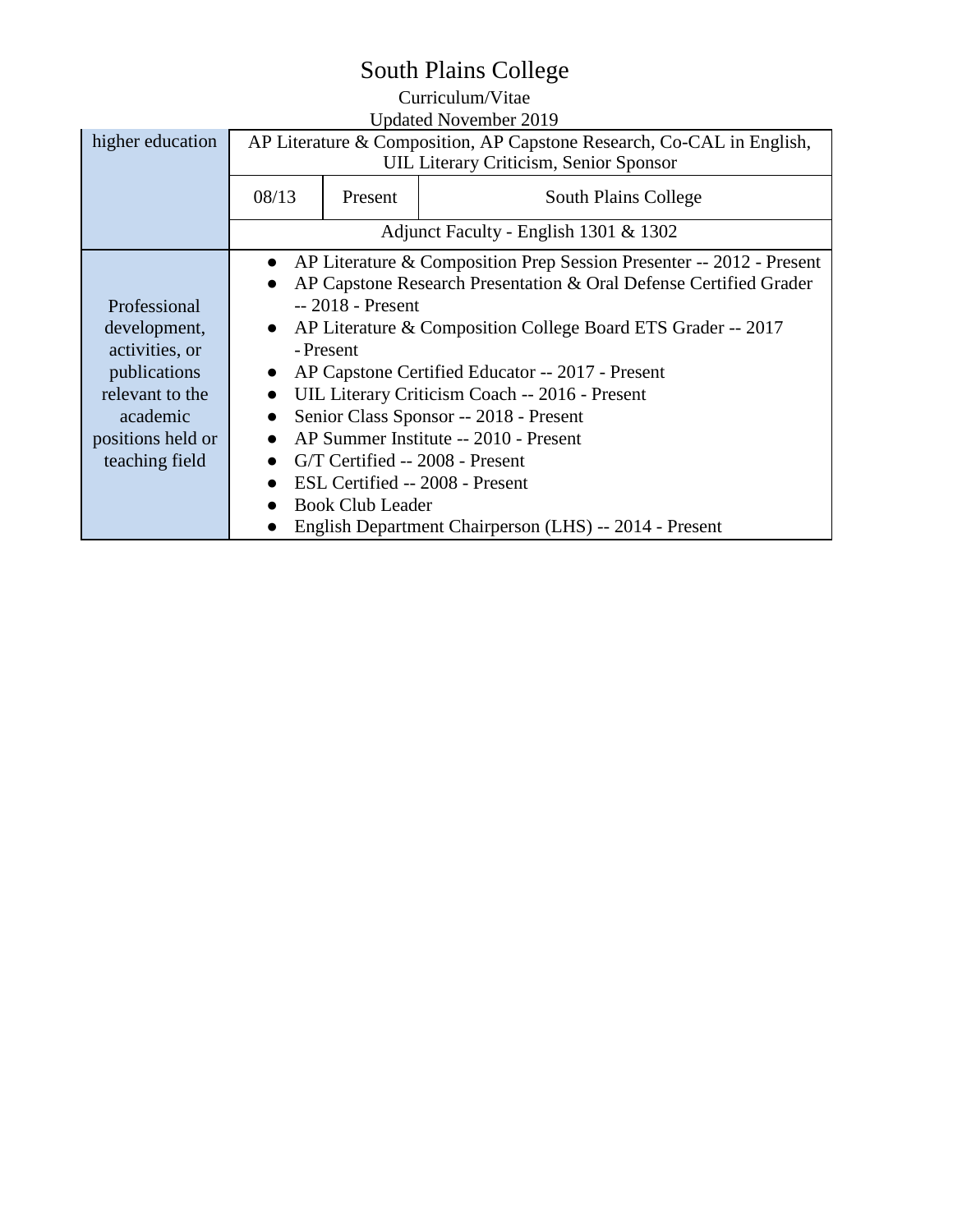# South Plains College

Curriculum/Vitae

Updated November 2019

| | | | |
|---|---|---|---|
| higher education | AP Literature & Composition, AP Capstone Research, Co-CAL in English, UIL Literary Criticism, Senior Sponsor | | |
| | 08/13 | Present | South Plains College |
| | Adjunct Faculty - English 1301 & 1302 | | |
| Professional development, activities, or publications relevant to the academic positions held or teaching field | • AP Literature & Composition Prep Session Presenter -- 2012 - Present<br>• AP Capstone Research Presentation & Oral Defense Certified Grader -- 2018 - Present<br>• AP Literature & Composition College Board ETS Grader -- 2017 - Present<br>• AP Capstone Certified Educator -- 2017 - Present<br>• UIL Literary Criticism Coach -- 2016 - Present<br>• Senior Class Sponsor -- 2018 - Present<br>• AP Summer Institute -- 2010 - Present<br>• G/T Certified -- 2008 - Present<br>• ESL Certified -- 2008 - Present<br>• Book Club Leader<br>• English Department Chairperson (LHS) -- 2014 - Present | | |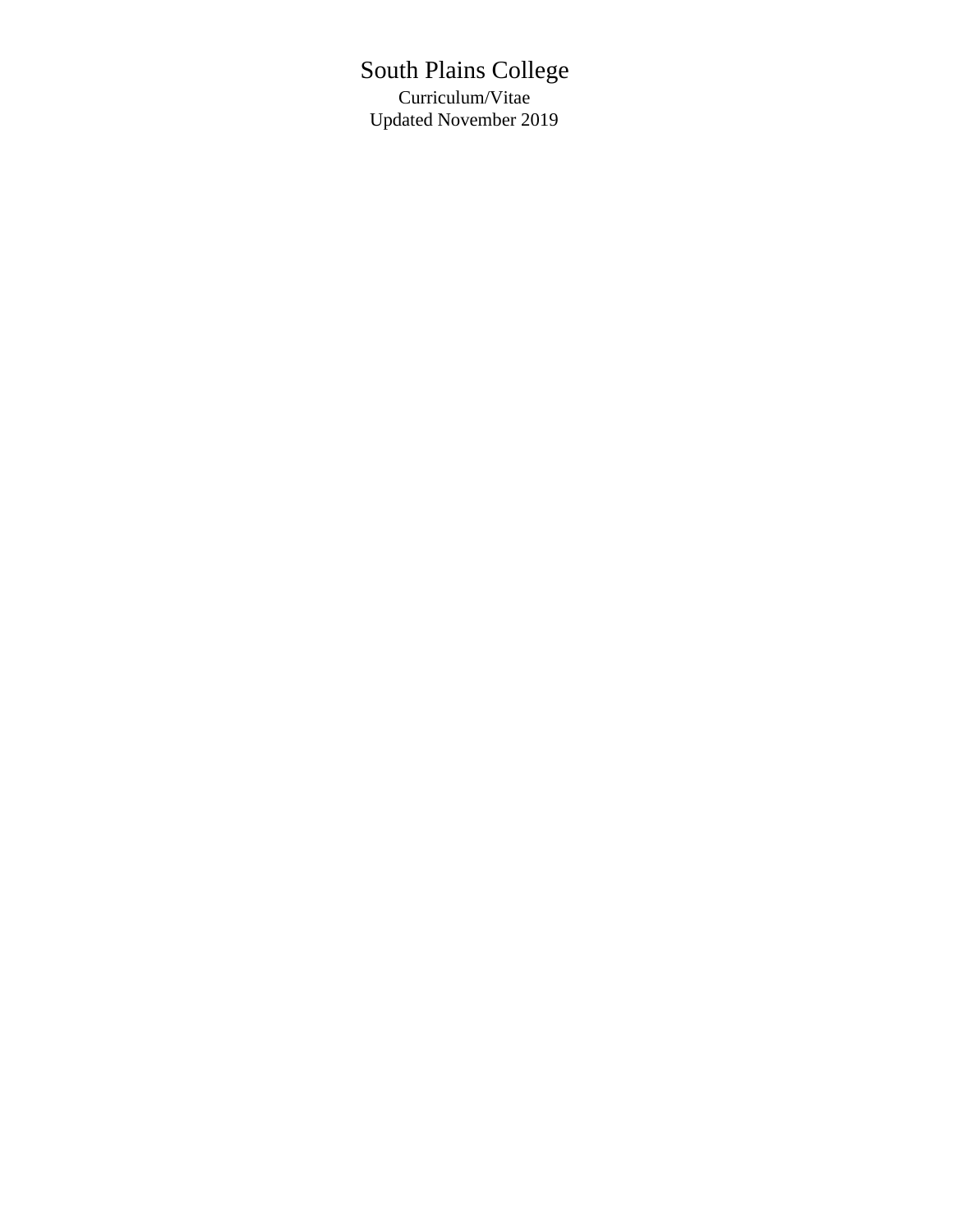# South Plains College

Curriculum/Vitae

Updated November 2019